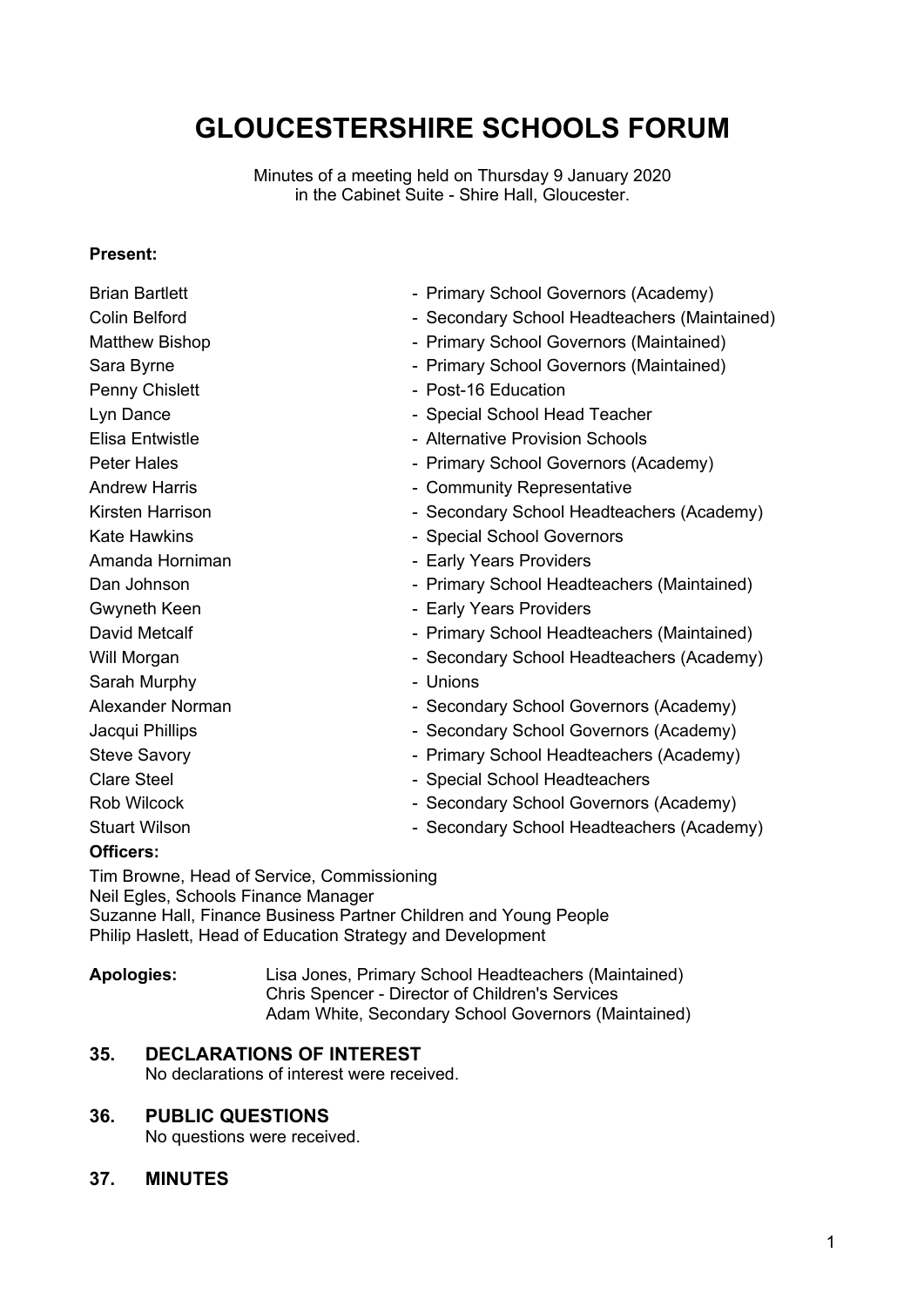# GLOUCESTERSHIRE SCHOOLS FORUM

Minutes of a meeting held on Thursday 9 January 2020 in the Cabinet Suite - Shire Hall, Gloucester.

**Present:**

| | |
|---|---|
| Brian Bartlett | - Primary School Governors (Academy) |
| Colin Belford | - Secondary School Headteachers (Maintained) |
| Matthew Bishop | - Primary School Governors (Maintained) |
| Sara Byrne | - Primary School Governors (Maintained) |
| Penny Chislett | - Post-16 Education |
| Lyn Dance | - Special School Head Teacher |
| Elisa Entwistle | - Alternative Provision Schools |
| Peter Hales | - Primary School Governors (Academy) |
| Andrew Harris | - Community Representative |
| Kirsten Harrison | - Secondary School Headteachers (Academy) |
| Kate Hawkins | - Special School Governors |
| Amanda Horniman | - Early Years Providers |
| Dan Johnson | - Primary School Headteachers (Maintained) |
| Gwyneth Keen | - Early Years Providers |
| David Metcalf | - Primary School Headteachers (Maintained) |
| Will Morgan | - Secondary School Headteachers (Academy) |
| Sarah Murphy | - Unions |
| Alexander Norman | - Secondary School Governors (Academy) |
| Jacqui Phillips | - Secondary School Governors (Academy) |
| Steve Savory | - Primary School Headteachers (Academy) |
| Clare Steel | - Special School Headteachers |
| Rob Wilcock | - Secondary School Governors (Academy) |
| Stuart Wilson | - Secondary School Headteachers (Academy) |

**Officers:**

Tim Browne, Head of Service, Commissioning
Neil Egles, Schools Finance Manager
Suzanne Hall, Finance Business Partner Children and Young People
Philip Haslett, Head of Education Strategy and Development

**Apologies:** Lisa Jones, Primary School Headteachers (Maintained)
Chris Spencer - Director of Children's Services
Adam White, Secondary School Governors (Maintained)

## 35. DECLARATIONS OF INTEREST

No declarations of interest were received.

## 36. PUBLIC QUESTIONS

No questions were received.

## 37. MINUTES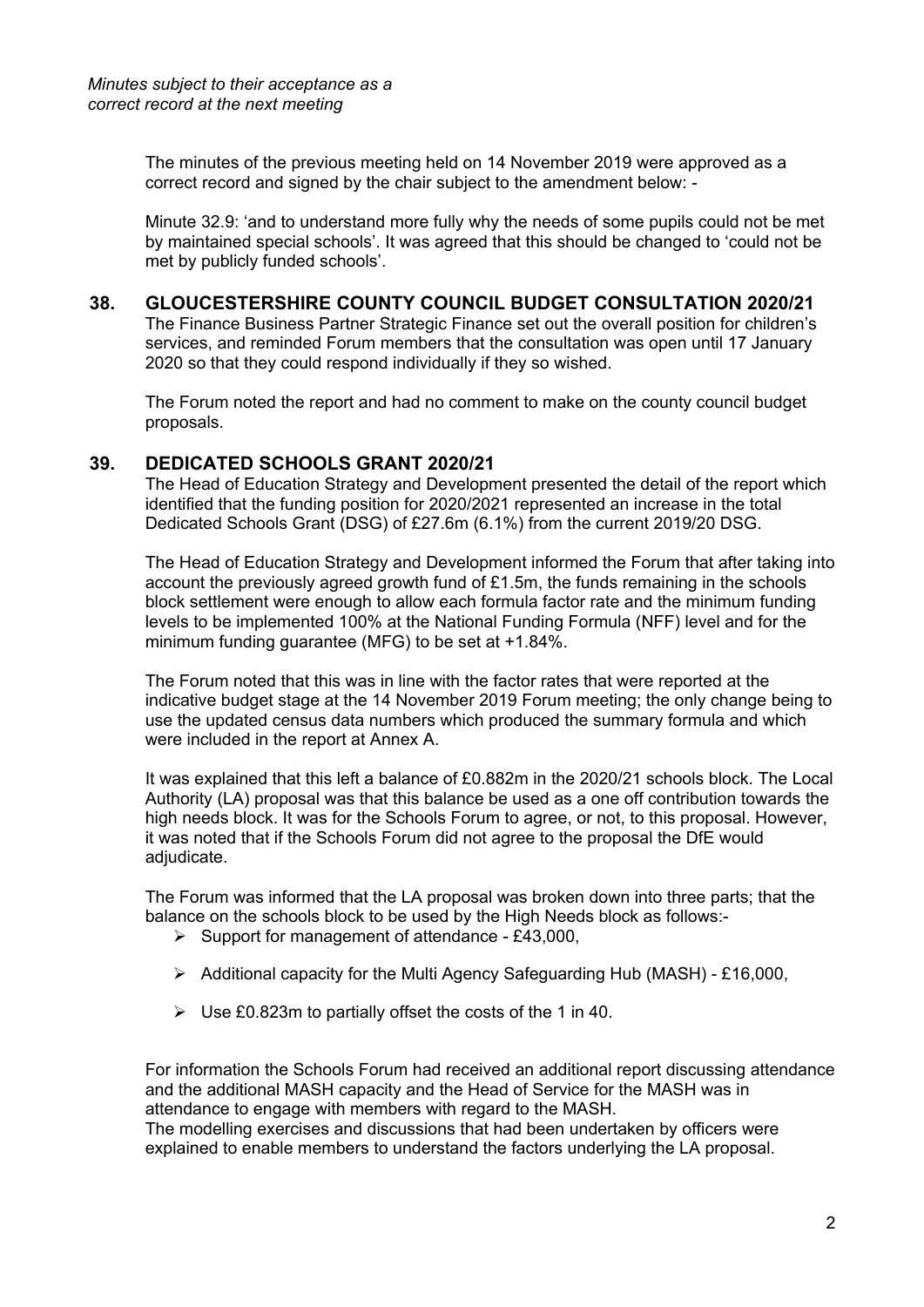*Minutes subject to their acceptance as a correct record at the next meeting*

The minutes of the previous meeting held on 14 November 2019 were approved as a correct record and signed by the chair subject to the amendment below: -

Minute 32.9: 'and to understand more fully why the needs of some pupils could not be met by maintained special schools'. It was agreed that this should be changed to 'could not be met by publicly funded schools'.

## 38. GLOUCESTERSHIRE COUNTY COUNCIL BUDGET CONSULTATION 2020/21

The Finance Business Partner Strategic Finance set out the overall position for children's services, and reminded Forum members that the consultation was open until 17 January 2020 so that they could respond individually if they so wished.

The Forum noted the report and had no comment to make on the county council budget proposals.

## 39. DEDICATED SCHOOLS GRANT 2020/21

The Head of Education Strategy and Development presented the detail of the report which identified that the funding position for 2020/2021 represented an increase in the total Dedicated Schools Grant (DSG) of £27.6m (6.1%) from the current 2019/20 DSG.

The Head of Education Strategy and Development informed the Forum that after taking into account the previously agreed growth fund of £1.5m, the funds remaining in the schools block settlement were enough to allow each formula factor rate and the minimum funding levels to be implemented 100% at the National Funding Formula (NFF) level and for the minimum funding guarantee (MFG) to be set at +1.84%.

The Forum noted that this was in line with the factor rates that were reported at the indicative budget stage at the 14 November 2019 Forum meeting; the only change being to use the updated census data numbers which produced the summary formula and which were included in the report at Annex A.

It was explained that this left a balance of £0.882m in the 2020/21 schools block. The Local Authority (LA) proposal was that this balance be used as a one off contribution towards the high needs block. It was for the Schools Forum to agree, or not, to this proposal. However, it was noted that if the Schools Forum did not agree to the proposal the DfE would adjudicate.

The Forum was informed that the LA proposal was broken down into three parts; that the balance on the schools block to be used by the High Needs block as follows:-

- Support for management of attendance - £43,000,
- Additional capacity for the Multi Agency Safeguarding Hub (MASH) - £16,000,
- Use £0.823m to partially offset the costs of the 1 in 40.

For information the Schools Forum had received an additional report discussing attendance and the additional MASH capacity and the Head of Service for the MASH was in attendance to engage with members with regard to the MASH.
The modelling exercises and discussions that had been undertaken by officers were explained to enable members to understand the factors underlying the LA proposal.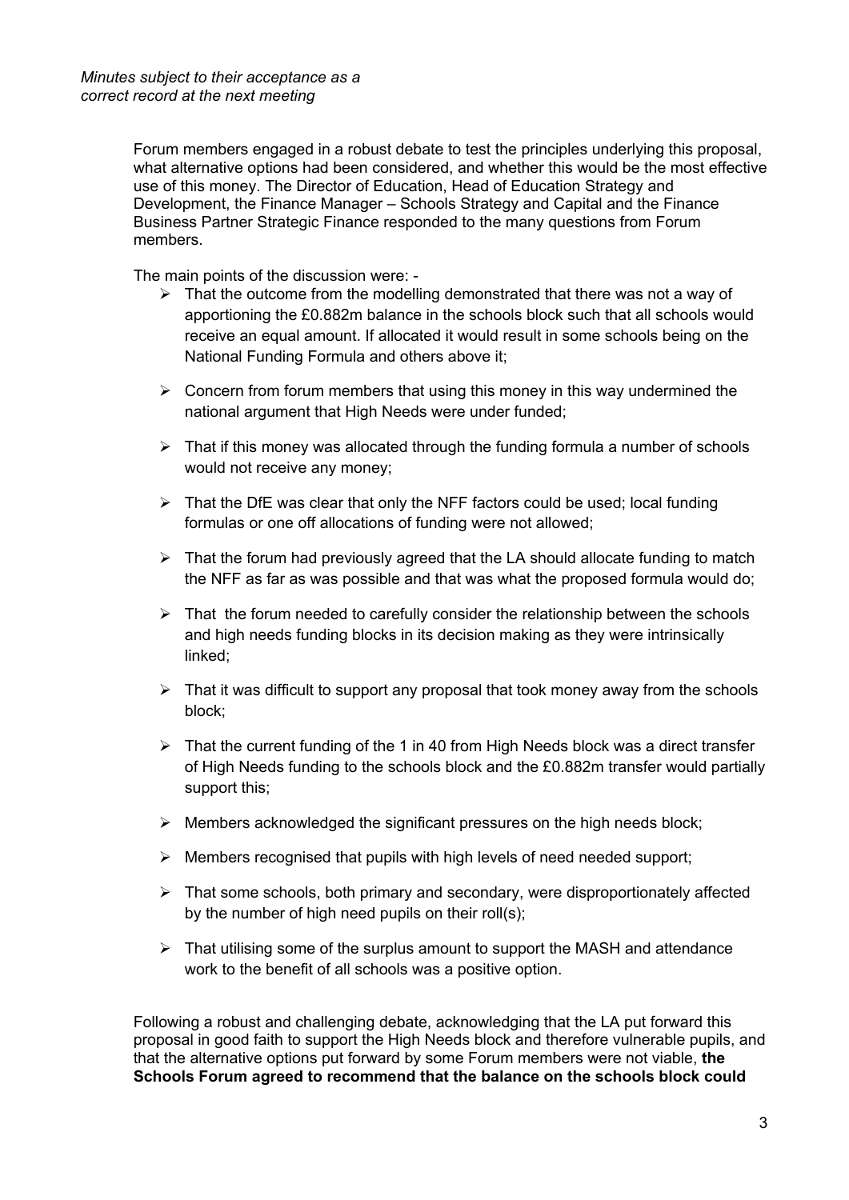*Minutes subject to their acceptance as a correct record at the next meeting*

Forum members engaged in a robust debate to test the principles underlying this proposal, what alternative options had been considered, and whether this would be the most effective use of this money. The Director of Education, Head of Education Strategy and Development, the Finance Manager – Schools Strategy and Capital and the Finance Business Partner Strategic Finance responded to the many questions from Forum members.

The main points of the discussion were: -

- That the outcome from the modelling demonstrated that there was not a way of apportioning the £0.882m balance in the schools block such that all schools would receive an equal amount. If allocated it would result in some schools being on the National Funding Formula and others above it;
- Concern from forum members that using this money in this way undermined the national argument that High Needs were under funded;
- That if this money was allocated through the funding formula a number of schools would not receive any money;
- That the DfE was clear that only the NFF factors could be used; local funding formulas or one off allocations of funding were not allowed;
- That the forum had previously agreed that the LA should allocate funding to match the NFF as far as was possible and that was what the proposed formula would do;
- That the forum needed to carefully consider the relationship between the schools and high needs funding blocks in its decision making as they were intrinsically linked;
- That it was difficult to support any proposal that took money away from the schools block;
- That the current funding of the 1 in 40 from High Needs block was a direct transfer of High Needs funding to the schools block and the £0.882m transfer would partially support this;
- Members acknowledged the significant pressures on the high needs block;
- Members recognised that pupils with high levels of need needed support;
- That some schools, both primary and secondary, were disproportionately affected by the number of high need pupils on their roll(s);
- That utilising some of the surplus amount to support the MASH and attendance work to the benefit of all schools was a positive option.

Following a robust and challenging debate, acknowledging that the LA put forward this proposal in good faith to support the High Needs block and therefore vulnerable pupils, and that the alternative options put forward by some Forum members were not viable, **the Schools Forum agreed to recommend that the balance on the schools block could**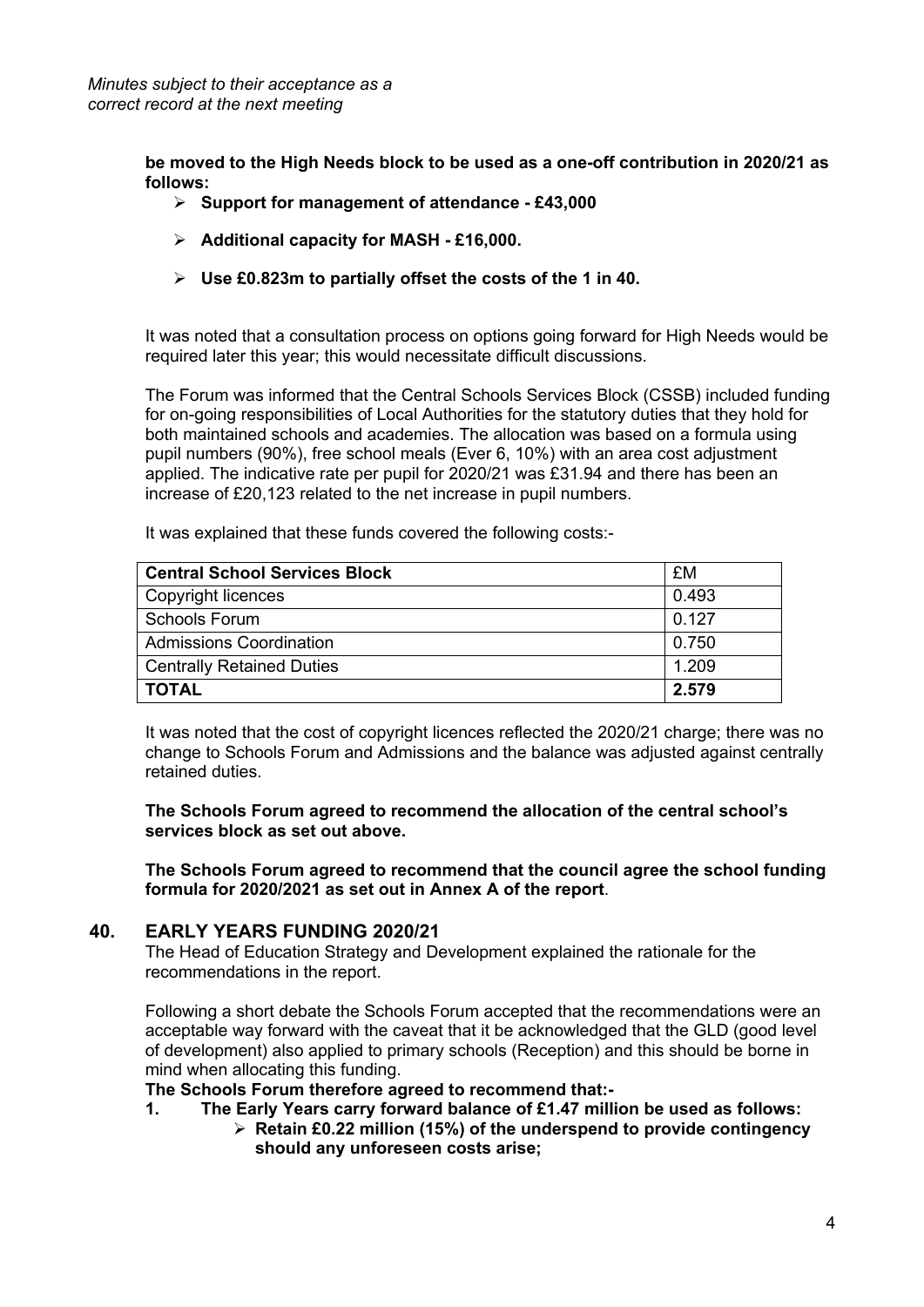*Minutes subject to their acceptance as a correct record at the next meeting*

**be moved to the High Needs block to be used as a one-off contribution in 2020/21 as follows:**

- **Support for management of attendance - £43,000**
- **Additional capacity for MASH - £16,000.**
- **Use £0.823m to partially offset the costs of the 1 in 40.**

It was noted that a consultation process on options going forward for High Needs would be required later this year; this would necessitate difficult discussions.

The Forum was informed that the Central Schools Services Block (CSSB) included funding for on-going responsibilities of Local Authorities for the statutory duties that they hold for both maintained schools and academies. The allocation was based on a formula using pupil numbers (90%), free school meals (Ever 6, 10%) with an area cost adjustment applied. The indicative rate per pupil for 2020/21 was £31.94 and there has been an increase of £20,123 related to the net increase in pupil numbers.

It was explained that these funds covered the following costs:-

| **Central School Services Block** | £M |
|---|---|
| Copyright licences | 0.493 |
| Schools Forum | 0.127 |
| Admissions Coordination | 0.750 |
| Centrally Retained Duties | 1.209 |
| **TOTAL** | **2.579** |

It was noted that the cost of copyright licences reflected the 2020/21 charge; there was no change to Schools Forum and Admissions and the balance was adjusted against centrally retained duties.

**The Schools Forum agreed to recommend the allocation of the central school's services block as set out above.**

**The Schools Forum agreed to recommend that the council agree the school funding formula for 2020/2021 as set out in Annex A of the report**.

## 40. EARLY YEARS FUNDING 2020/21

The Head of Education Strategy and Development explained the rationale for the recommendations in the report.

Following a short debate the Schools Forum accepted that the recommendations were an acceptable way forward with the caveat that it be acknowledged that the GLD (good level of development) also applied to primary schools (Reception) and this should be borne in mind when allocating this funding.

**The Schools Forum therefore agreed to recommend that:-**

1. **The Early Years carry forward balance of £1.47 million be used as follows:**
   - **Retain £0.22 million (15%) of the underspend to provide contingency should any unforeseen costs arise;**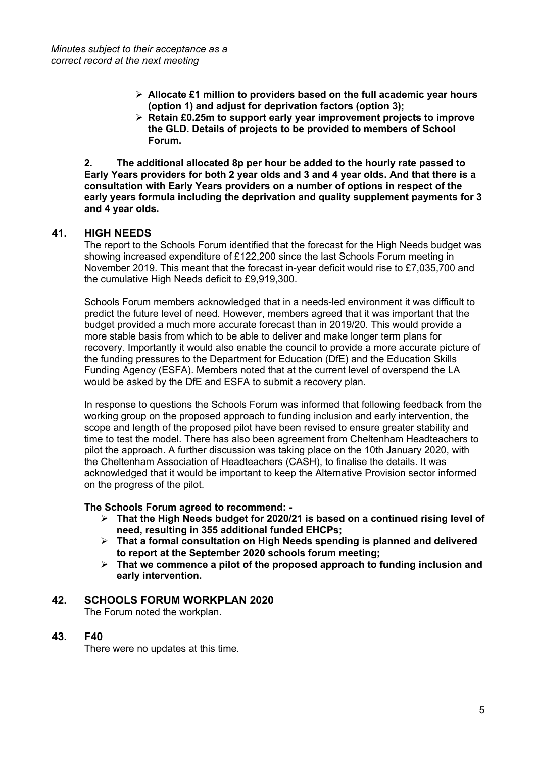*Minutes subject to their acceptance as a correct record at the next meeting*

- **Allocate £1 million to providers based on the full academic year hours (option 1) and adjust for deprivation factors (option 3);**
- **Retain £0.25m to support early year improvement projects to improve the GLD. Details of projects to be provided to members of School Forum.**

**2. The additional allocated 8p per hour be added to the hourly rate passed to Early Years providers for both 2 year olds and 3 and 4 year olds. And that there is a consultation with Early Years providers on a number of options in respect of the early years formula including the deprivation and quality supplement payments for 3 and 4 year olds.**

## 41. HIGH NEEDS

The report to the Schools Forum identified that the forecast for the High Needs budget was showing increased expenditure of £122,200 since the last Schools Forum meeting in November 2019. This meant that the forecast in-year deficit would rise to £7,035,700 and the cumulative High Needs deficit to £9,919,300.

Schools Forum members acknowledged that in a needs-led environment it was difficult to predict the future level of need. However, members agreed that it was important that the budget provided a much more accurate forecast than in 2019/20. This would provide a more stable basis from which to be able to deliver and make longer term plans for recovery. Importantly it would also enable the council to provide a more accurate picture of the funding pressures to the Department for Education (DfE) and the Education Skills Funding Agency (ESFA). Members noted that at the current level of overspend the LA would be asked by the DfE and ESFA to submit a recovery plan.

In response to questions the Schools Forum was informed that following feedback from the working group on the proposed approach to funding inclusion and early intervention, the scope and length of the proposed pilot have been revised to ensure greater stability and time to test the model. There has also been agreement from Cheltenham Headteachers to pilot the approach. A further discussion was taking place on the 10th January 2020, with the Cheltenham Association of Headteachers (CASH), to finalise the details. It was acknowledged that it would be important to keep the Alternative Provision sector informed on the progress of the pilot.

**The Schools Forum agreed to recommend: -**

- **That the High Needs budget for 2020/21 is based on a continued rising level of need, resulting in 355 additional funded EHCPs;**
- **That a formal consultation on High Needs spending is planned and delivered to report at the September 2020 schools forum meeting;**
- **That we commence a pilot of the proposed approach to funding inclusion and early intervention.**

## 42. SCHOOLS FORUM WORKPLAN 2020

The Forum noted the workplan.

## 43. F40

There were no updates at this time.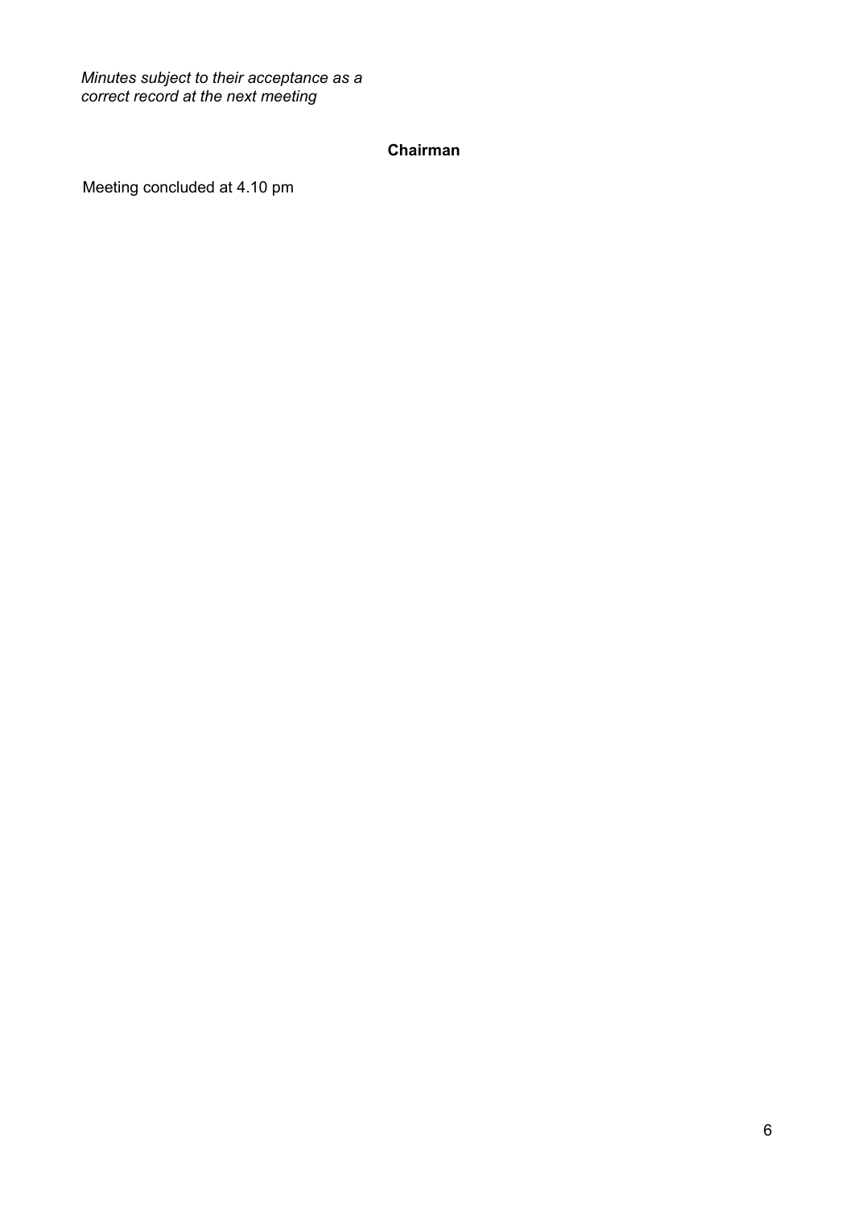*Minutes subject to their acceptance as a correct record at the next meeting*

**Chairman**

Meeting concluded at 4.10 pm